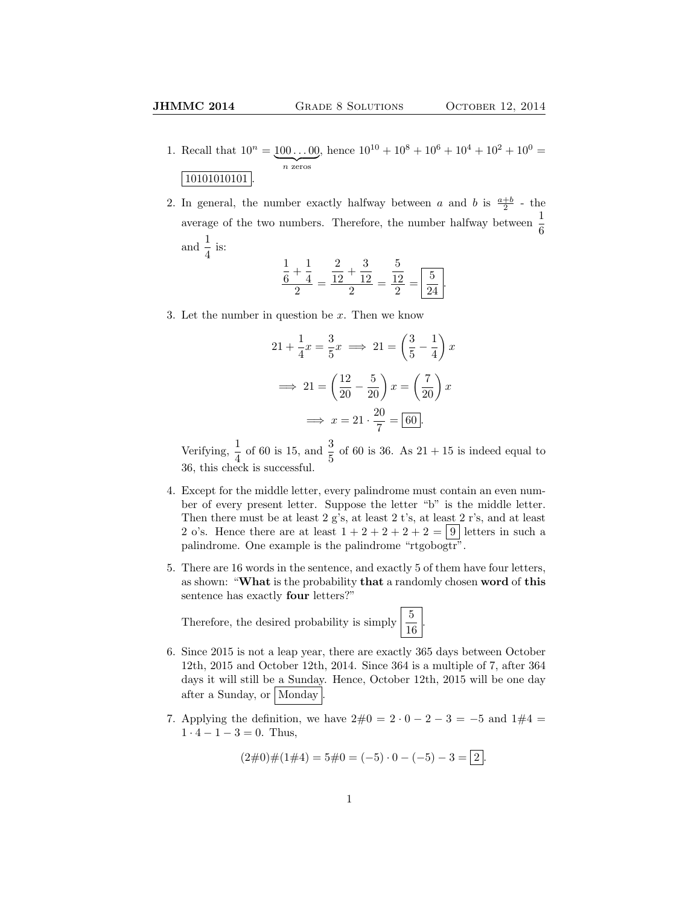1. Recall that $10^n = \underbrace{100\ldots00}_{n \text{ zeros}}$, hence $10^{10} + 10^8 + 10^6 + 10^4 + 10^2 + 10^0 = \boxed{10101010101}$.

2. In general, the number exactly halfway between $a$ and $b$ is $\frac{a+b}{2}$ - the average of the two numbers. Therefore, the number halfway between $\frac{1}{6}$ and $\frac{1}{4}$ is:

$$\frac{\frac{1}{6} + \frac{1}{4}}{2} = \frac{\frac{2}{12} + \frac{3}{12}}{2} = \frac{\frac{5}{12}}{2} = \boxed{\frac{5}{24}}.$$

3. Let the number in question be $x$. Then we know

$$21 + \frac{1}{4}x = \frac{3}{5}x \implies 21 = \left(\frac{3}{5} - \frac{1}{4}\right)x$$

$$\implies 21 = \left(\frac{12}{20} - \frac{5}{20}\right)x = \left(\frac{7}{20}\right)x$$

$$\implies x = 21 \cdot \frac{20}{7} = \boxed{60}.$$

Verifying, $\frac{1}{4}$ of 60 is 15, and $\frac{3}{5}$ of 60 is 36. As $21 + 15$ is indeed equal to 36, this check is successful.

4. Except for the middle letter, every palindrome must contain an even number of every present letter. Suppose the letter "b" is the middle letter. Then there must be at least 2 g's, at least 2 t's, at least 2 r's, and at least 2 o's. Hence there are at least $1 + 2 + 2 + 2 + 2 = \boxed{9}$ letters in such a palindrome. One example is the palindrome "rtgobogtr".

5. There are 16 words in the sentence, and exactly 5 of them have four letters, as shown: "**What** is the probability **that** a randomly chosen **word** of **this** sentence has exactly **four** letters?"

Therefore, the desired probability is simply $\boxed{\frac{5}{16}}$.

6. Since 2015 is not a leap year, there are exactly 365 days between October 12th, 2015 and October 12th, 2014. Since 364 is a multiple of 7, after 364 days it will still be a Sunday. Hence, October 12th, 2015 will be one day after a Sunday, or $\boxed{\text{Monday}}$.

7. Applying the definition, we have $2\#0 = 2 \cdot 0 - 2 - 3 = -5$ and $1\#4 = 1 \cdot 4 - 1 - 3 = 0$. Thus,

$$(2\#0)\#(1\#4) = 5\#0 = (-5) \cdot 0 - (-5) - 3 = \boxed{2}.$$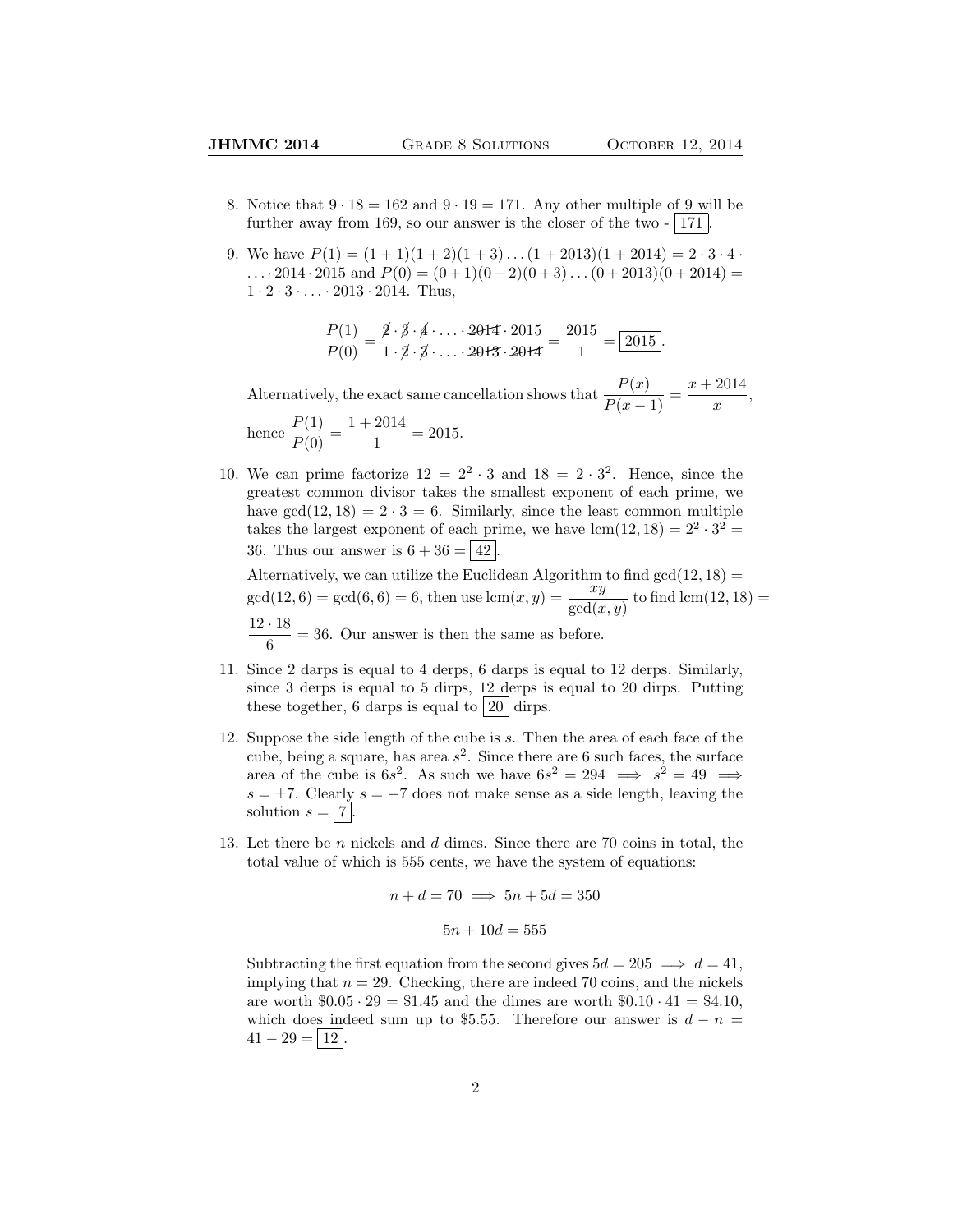8. Notice that $9 \cdot 18 = 162$ and $9 \cdot 19 = 171$. Any other multiple of 9 will be further away from 169, so our answer is the closer of the two - $\boxed{171}$.

9. We have $P(1) = (1+1)(1+2)(1+3)\ldots(1+2013)(1+2014) = 2 \cdot 3 \cdot 4 \cdot \ldots \cdot 2014 \cdot 2015$ and $P(0) = (0+1)(0+2)(0+3)\ldots(0+2013)(0+2014) = 1 \cdot 2 \cdot 3 \cdot \ldots \cdot 2013 \cdot 2014$. Thus,

$$\frac{P(1)}{P(0)} = \frac{\cancel{2} \cdot \cancel{3} \cdot \cancel{4} \cdot \ldots \cdot \cancel{2014} \cdot 2015}{1 \cdot \cancel{2} \cdot \cancel{3} \cdot \ldots \cdot \cancel{2013} \cdot \cancel{2014}} = \frac{2015}{1} = \boxed{2015}.$$

Alternatively, the exact same cancellation shows that $\dfrac{P(x)}{P(x-1)} = \dfrac{x+2014}{x}$, hence $\dfrac{P(1)}{P(0)} = \dfrac{1+2014}{1} = 2015$.

10. We can prime factorize $12 = 2^2 \cdot 3$ and $18 = 2 \cdot 3^2$. Hence, since the greatest common divisor takes the smallest exponent of each prime, we have $\gcd(12, 18) = 2 \cdot 3 = 6$. Similarly, since the least common multiple takes the largest exponent of each prime, we have $\text{lcm}(12, 18) = 2^2 \cdot 3^2 = 36$. Thus our answer is $6 + 36 = \boxed{42}$.

Alternatively, we can utilize the Euclidean Algorithm to find $\gcd(12, 18) = \gcd(12, 6) = \gcd(6, 6) = 6$, then use $\text{lcm}(x, y) = \dfrac{xy}{\gcd(x, y)}$ to find $\text{lcm}(12, 18) = \dfrac{12 \cdot 18}{6} = 36$. Our answer is then the same as before.

11. Since 2 darps is equal to 4 derps, 6 darps is equal to 12 derps. Similarly, since 3 derps is equal to 5 dirps, 12 derps is equal to 20 dirps. Putting these together, 6 darps is equal to $\boxed{20}$ dirps.

12. Suppose the side length of the cube is $s$. Then the area of each face of the cube, being a square, has area $s^2$. Since there are 6 such faces, the surface area of the cube is $6s^2$. As such we have $6s^2 = 294 \implies s^2 = 49 \implies s = \pm 7$. Clearly $s = -7$ does not make sense as a side length, leaving the solution $s = \boxed{7}$.

13. Let there be $n$ nickels and $d$ dimes. Since there are 70 coins in total, the total value of which is 555 cents, we have the system of equations:

$$n + d = 70 \implies 5n + 5d = 350$$

$$5n + 10d = 555$$

Subtracting the first equation from the second gives $5d = 205 \implies d = 41$, implying that $n = 29$. Checking, there are indeed 70 coins, and the nickels are worth $\$0.05 \cdot 29 = \$1.45$ and the dimes are worth $\$0.10 \cdot 41 = \$4.10$, which does indeed sum up to $5.55. Therefore our answer is $d - n = 41 - 29 = \boxed{12}$.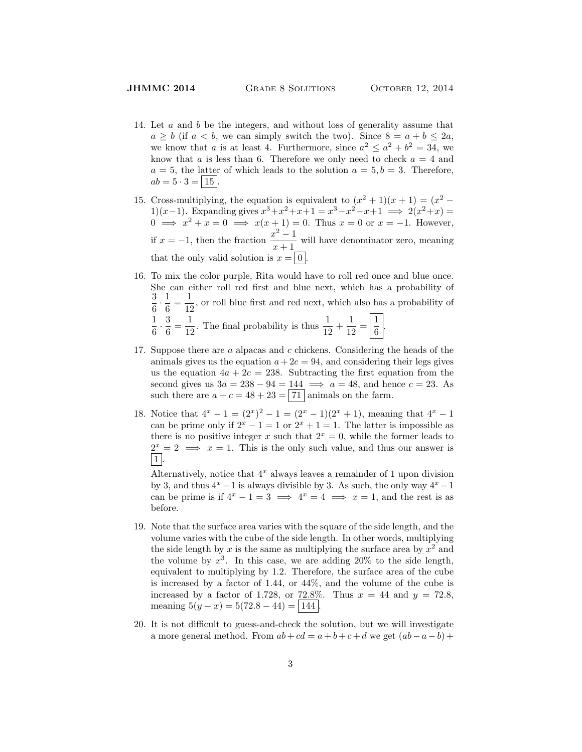14. Let $a$ and $b$ be the integers, and without loss of generality assume that $a \geq b$ (if $a < b$, we can simply switch the two). Since $8 = a + b \leq 2a$, we know that $a$ is at least 4. Furthermore, since $a^2 \leq a^2 + b^2 = 34$, we know that $a$ is less than 6. Therefore we only need to check $a = 4$ and $a = 5$, the latter of which leads to the solution $a = 5, b = 3$. Therefore, $ab = 5 \cdot 3 = \boxed{15}$.

15. Cross-multiplying, the equation is equivalent to $(x^2 + 1)(x + 1) = (x^2 - 1)(x - 1)$. Expanding gives $x^3 + x^2 + x + 1 = x^3 - x^2 - x + 1 \implies 2(x^2 + x) = 0 \implies x^2 + x = 0 \implies x(x + 1) = 0$. Thus $x = 0$ or $x = -1$. However, if $x = -1$, then the fraction $\dfrac{x^2 - 1}{x + 1}$ will have denominator zero, meaning that the only valid solution is $x = \boxed{0}$.

16. To mix the color purple, Rita would have to roll red once and blue once. She can either roll red first and blue next, which has a probability of $\frac{3}{6} \cdot \frac{1}{6} = \frac{1}{12}$, or roll blue first and red next, which also has a probability of $\frac{1}{6} \cdot \frac{3}{6} = \frac{1}{12}$. The final probability is thus $\frac{1}{12} + \frac{1}{12} = \boxed{\frac{1}{6}}$.

17. Suppose there are $a$ alpacas and $c$ chickens. Considering the heads of the animals gives us the equation $a + 2c = 94$, and considering their legs gives us the equation $4a + 2c = 238$. Subtracting the first equation from the second gives us $3a = 238 - 94 = 144 \implies a = 48$, and hence $c = 23$. As such there are $a + c = 48 + 23 = \boxed{71}$ animals on the farm.

18. Notice that $4^x - 1 = (2^x)^2 - 1 = (2^x - 1)(2^x + 1)$, meaning that $4^x - 1$ can be prime only if $2^x - 1 = 1$ or $2^x + 1 = 1$. The latter is impossible as there is no positive integer $x$ such that $2^x = 0$, while the former leads to $2^x = 2 \implies x = 1$. This is the only such value, and thus our answer is $\boxed{1}$.

    Alternatively, notice that $4^x$ always leaves a remainder of 1 upon division by 3, and thus $4^x - 1$ is always divisible by 3. As such, the only way $4^x - 1$ can be prime is if $4^x - 1 = 3 \implies 4^x = 4 \implies x = 1$, and the rest is as before.

19. Note that the surface area varies with the square of the side length, and the volume varies with the cube of the side length. In other words, multiplying the side length by $x$ is the same as multiplying the surface area by $x^2$ and the volume by $x^3$. In this case, we are adding 20% to the side length, equivalent to multiplying by 1.2. Therefore, the surface area of the cube is increased by a factor of 1.44, or 44%, and the volume of the cube is increased by a factor of 1.728, or 72.8%. Thus $x = 44$ and $y = 72.8$, meaning $5(y - x) = 5(72.8 - 44) = \boxed{144}$.

20. It is not difficult to guess-and-check the solution, but we will investigate a more general method. From $ab + cd = a + b + c + d$ we get $(ab - a - b) +$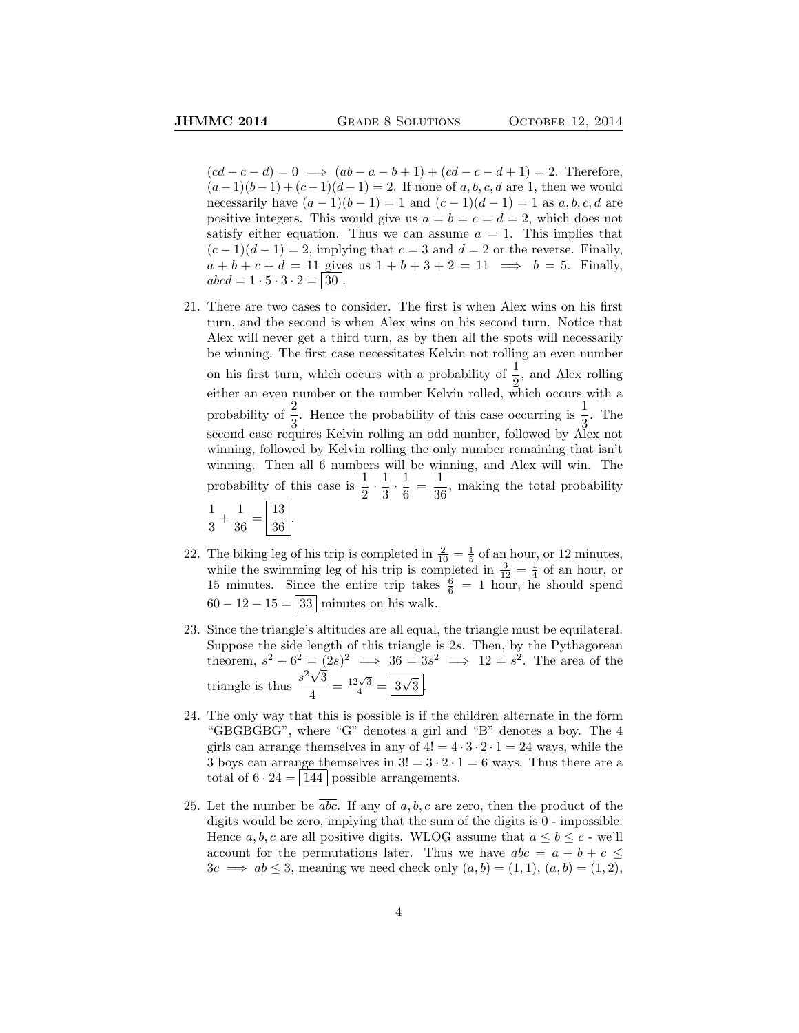$(cd - c - d) = 0 \implies (ab - a - b + 1) + (cd - c - d + 1) = 2$. Therefore, $(a-1)(b-1) + (c-1)(d-1) = 2$. If none of $a, b, c, d$ are 1, then we would necessarily have $(a-1)(b-1) = 1$ and $(c-1)(d-1) = 1$ as $a, b, c, d$ are positive integers. This would give us $a = b = c = d = 2$, which does not satisfy either equation. Thus we can assume $a = 1$. This implies that $(c-1)(d-1) = 2$, implying that $c = 3$ and $d = 2$ or the reverse. Finally, $a + b + c + d = 11$ gives us $1 + b + 3 + 2 = 11 \implies b = 5$. Finally, $abcd = 1 \cdot 5 \cdot 3 \cdot 2 = \boxed{30}$.

21. There are two cases to consider. The first is when Alex wins on his first turn, and the second is when Alex wins on his second turn. Notice that Alex will never get a third turn, as by then all the spots will necessarily be winning. The first case necessitates Kelvin not rolling an even number on his first turn, which occurs with a probability of $\frac{1}{2}$, and Alex rolling either an even number or the number Kelvin rolled, which occurs with a probability of $\frac{2}{3}$. Hence the probability of this case occurring is $\frac{1}{3}$. The second case requires Kelvin rolling an odd number, followed by Alex not winning, followed by Kelvin rolling the only number remaining that isn't winning. Then all 6 numbers will be winning, and Alex will win. The probability of this case is $\frac{1}{2} \cdot \frac{1}{3} \cdot \frac{1}{6} = \frac{1}{36}$, making the total probability $\frac{1}{3} + \frac{1}{36} = \boxed{\frac{13}{36}}$.

22. The biking leg of his trip is completed in $\frac{2}{10} = \frac{1}{5}$ of an hour, or 12 minutes, while the swimming leg of his trip is completed in $\frac{3}{12} = \frac{1}{4}$ of an hour, or 15 minutes. Since the entire trip takes $\frac{6}{6} = 1$ hour, he should spend $60 - 12 - 15 = \boxed{33}$ minutes on his walk.

23. Since the triangle's altitudes are all equal, the triangle must be equilateral. Suppose the side length of this triangle is $2s$. Then, by the Pythagorean theorem, $s^2 + 6^2 = (2s)^2 \implies 36 = 3s^2 \implies 12 = s^2$. The area of the triangle is thus $\frac{s^2\sqrt{3}}{4} = \frac{12\sqrt{3}}{4} = \boxed{3\sqrt{3}}$.

24. The only way that this is possible is if the children alternate in the form "GBGBGBG", where "G" denotes a girl and "B" denotes a boy. The 4 girls can arrange themselves in any of $4! = 4 \cdot 3 \cdot 2 \cdot 1 = 24$ ways, while the 3 boys can arrange themselves in $3! = 3 \cdot 2 \cdot 1 = 6$ ways. Thus there are a total of $6 \cdot 24 = \boxed{144}$ possible arrangements.

25. Let the number be $\overline{abc}$. If any of $a, b, c$ are zero, then the product of the digits would be zero, implying that the sum of the digits is 0 - impossible. Hence $a, b, c$ are all positive digits. WLOG assume that $a \le b \le c$ - we'll account for the permutations later. Thus we have $abc = a + b + c \le 3c \implies ab \le 3$, meaning we need check only $(a, b) = (1, 1)$, $(a, b) = (1, 2)$,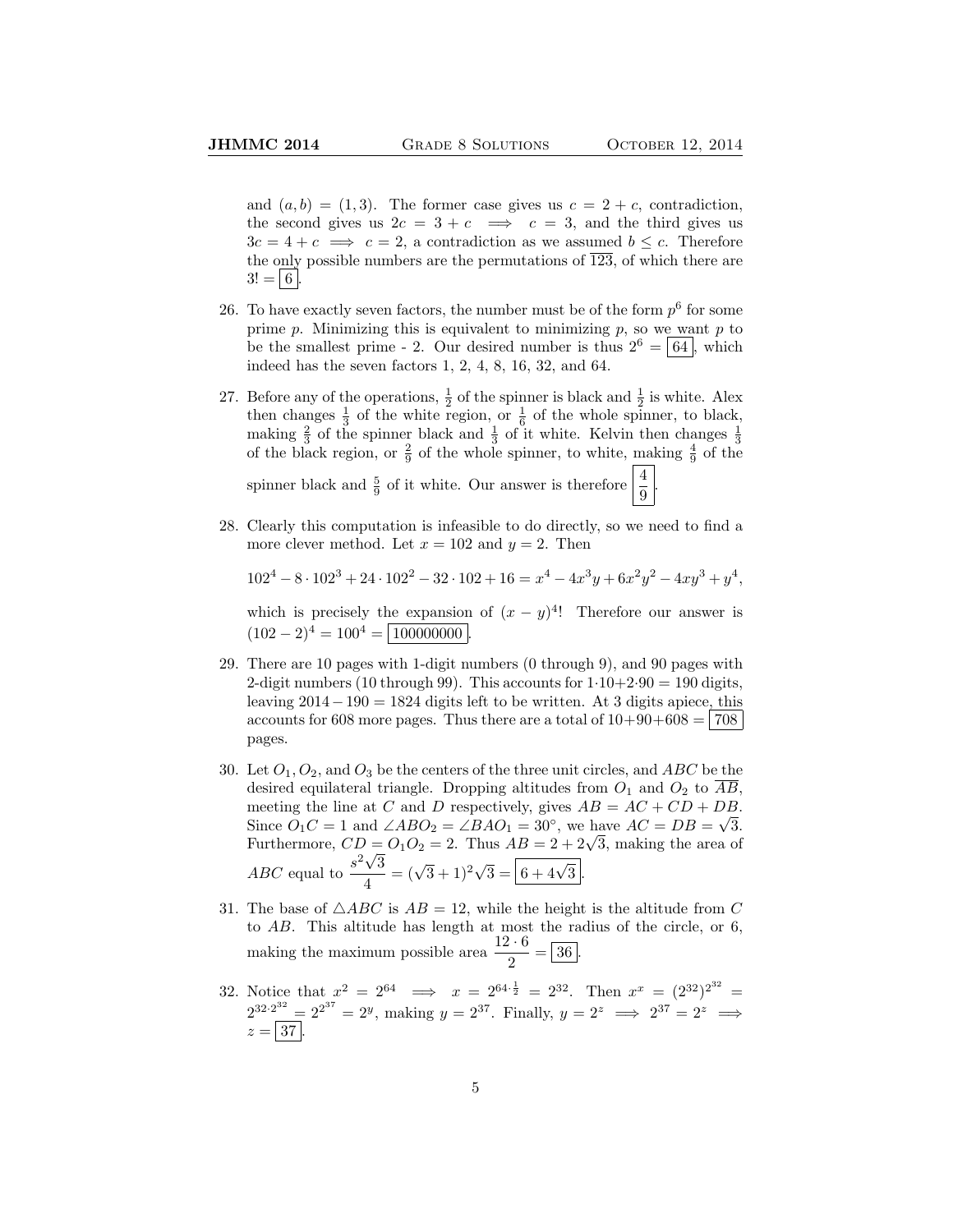and $(a, b) = (1, 3)$. The former case gives us $c = 2 + c$, contradiction, the second gives us $2c = 3 + c \implies c = 3$, and the third gives us $3c = 4 + c \implies c = 2$, a contradiction as we assumed $b \le c$. Therefore the only possible numbers are the permutations of $\overline{123}$, of which there are $3! = \boxed{6}$.

26. To have exactly seven factors, the number must be of the form $p^6$ for some prime $p$. Minimizing this is equivalent to minimizing $p$, so we want $p$ to be the smallest prime - 2. Our desired number is thus $2^6 = \boxed{64}$, which indeed has the seven factors 1, 2, 4, 8, 16, 32, and 64.

27. Before any of the operations, $\frac{1}{2}$ of the spinner is black and $\frac{1}{2}$ is white. Alex then changes $\frac{1}{3}$ of the white region, or $\frac{1}{6}$ of the whole spinner, to black, making $\frac{2}{3}$ of the spinner black and $\frac{1}{3}$ of it white. Kelvin then changes $\frac{1}{3}$ of the black region, or $\frac{2}{9}$ of the whole spinner, to white, making $\frac{4}{9}$ of the spinner black and $\frac{5}{9}$ of it white. Our answer is therefore $\boxed{\frac{4}{9}}$.

28. Clearly this computation is infeasible to do directly, so we need to find a more clever method. Let $x = 102$ and $y = 2$. Then

$$102^4 - 8 \cdot 102^3 + 24 \cdot 102^2 - 32 \cdot 102 + 16 = x^4 - 4x^3y + 6x^2y^2 - 4xy^3 + y^4,$$

which is precisely the expansion of $(x - y)^4$! Therefore our answer is $(102 - 2)^4 = 100^4 = \boxed{100000000}$.

29. There are 10 pages with 1-digit numbers (0 through 9), and 90 pages with 2-digit numbers (10 through 99). This accounts for $1 \cdot 10 + 2 \cdot 90 = 190$ digits, leaving $2014 - 190 = 1824$ digits left to be written. At 3 digits apiece, this accounts for 608 more pages. Thus there are a total of $10 + 90 + 608 = \boxed{708}$ pages.

30. Let $O_1, O_2$, and $O_3$ be the centers of the three unit circles, and $ABC$ be the desired equilateral triangle. Dropping altitudes from $O_1$ and $O_2$ to $\overline{AB}$, meeting the line at $C$ and $D$ respectively, gives $AB = AC + CD + DB$. Since $O_1C = 1$ and $\angle ABO_2 = \angle BAO_1 = 30^\circ$, we have $AC = DB = \sqrt{3}$. Furthermore, $CD = O_1O_2 = 2$. Thus $AB = 2 + 2\sqrt{3}$, making the area of $ABC$ equal to $\frac{s^2\sqrt{3}}{4} = (\sqrt{3} + 1)^2\sqrt{3} = \boxed{6 + 4\sqrt{3}}$.

31. The base of $\triangle ABC$ is $AB = 12$, while the height is the altitude from $C$ to $AB$. This altitude has length at most the radius of the circle, or 6, making the maximum possible area $\frac{12 \cdot 6}{2} = \boxed{36}$.

32. Notice that $x^2 = 2^{64} \implies x = 2^{64 \cdot \frac{1}{2}} = 2^{32}$. Then $x^x = (2^{32})^{2^{32}} = 2^{32 \cdot 2^{32}} = 2^{2^{37}} = 2^y$, making $y = 2^{37}$. Finally, $y = 2^z \implies 2^{37} = 2^z \implies z = \boxed{37}$.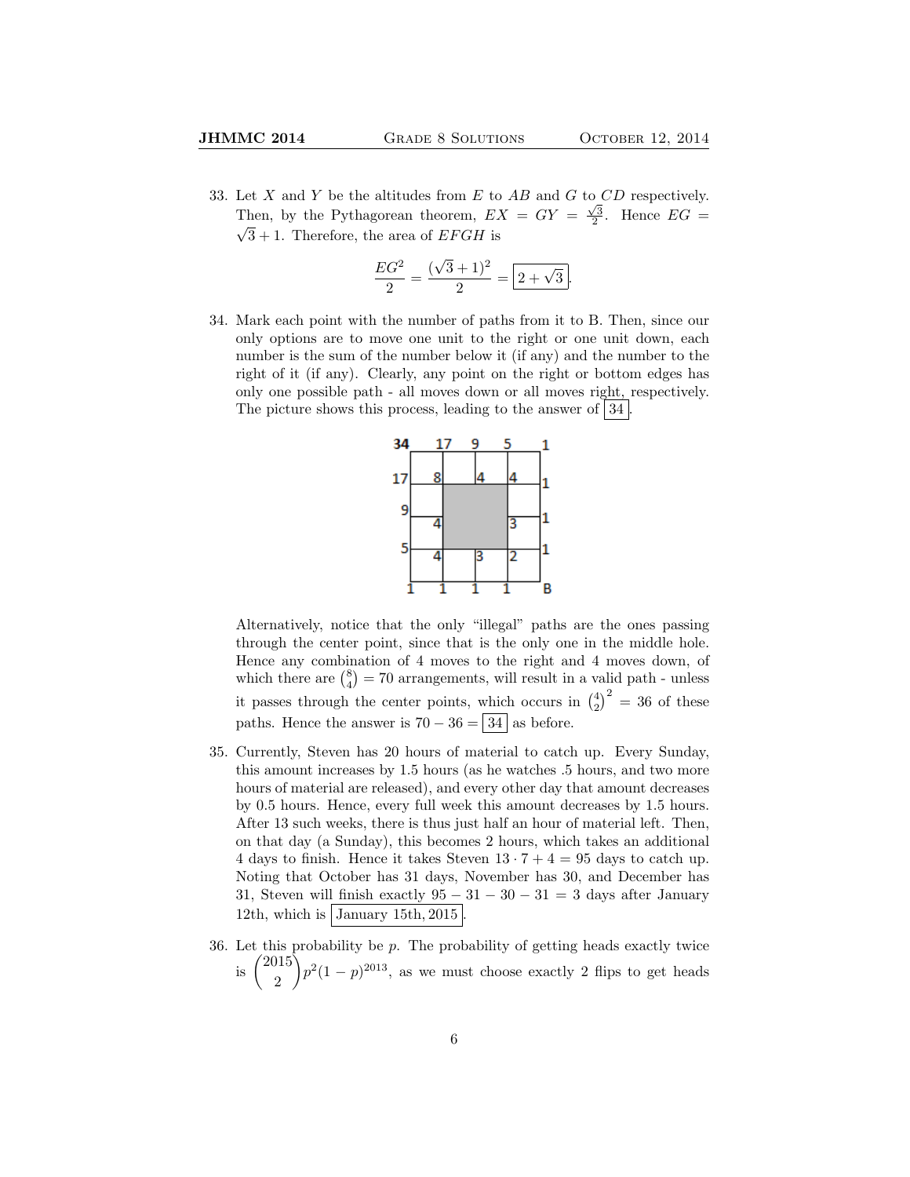33. Let $X$ and $Y$ be the altitudes from $E$ to $AB$ and $G$ to $CD$ respectively. Then, by the Pythagorean theorem, $EX = GY = \frac{\sqrt{3}}{2}$. Hence $EG = \sqrt{3}+1$. Therefore, the area of $EFGH$ is

$$\frac{EG^2}{2} = \frac{(\sqrt{3}+1)^2}{2} = \boxed{2+\sqrt{3}}.$$

34. Mark each point with the number of paths from it to B. Then, since our only options are to move one unit to the right or one unit down, each number is the sum of the number below it (if any) and the number to the right of it (if any). Clearly, any point on the right or bottom edges has only one possible path - all moves down or all moves right, respectively. The picture shows this process, leading to the answer of $\boxed{34}$.

Alternatively, notice that the only "illegal" paths are the ones passing through the center point, since that is the only one in the middle hole. Hence any combination of 4 moves to the right and 4 moves down, of which there are $\binom{8}{4} = 70$ arrangements, will result in a valid path - unless it passes through the center points, which occurs in $\binom{4}{2}^2 = 36$ of these paths. Hence the answer is $70 - 36 = \boxed{34}$ as before.

35. Currently, Steven has 20 hours of material to catch up. Every Sunday, this amount increases by 1.5 hours (as he watches .5 hours, and two more hours of material are released), and every other day that amount decreases by 0.5 hours. Hence, every full week this amount decreases by 1.5 hours. After 13 such weeks, there is thus just half an hour of material left. Then, on that day (a Sunday), this becomes 2 hours, which takes an additional 4 days to finish. Hence it takes Steven $13 \cdot 7 + 4 = 95$ days to catch up. Noting that October has 31 days, November has 30, and December has 31, Steven will finish exactly $95 - 31 - 30 - 31 = 3$ days after January 12th, which is $\boxed{\text{January 15th, 2015}}$.

36. Let this probability be $p$. The probability of getting heads exactly twice is $\binom{2015}{2} p^2(1-p)^{2013}$, as we must choose exactly 2 flips to get heads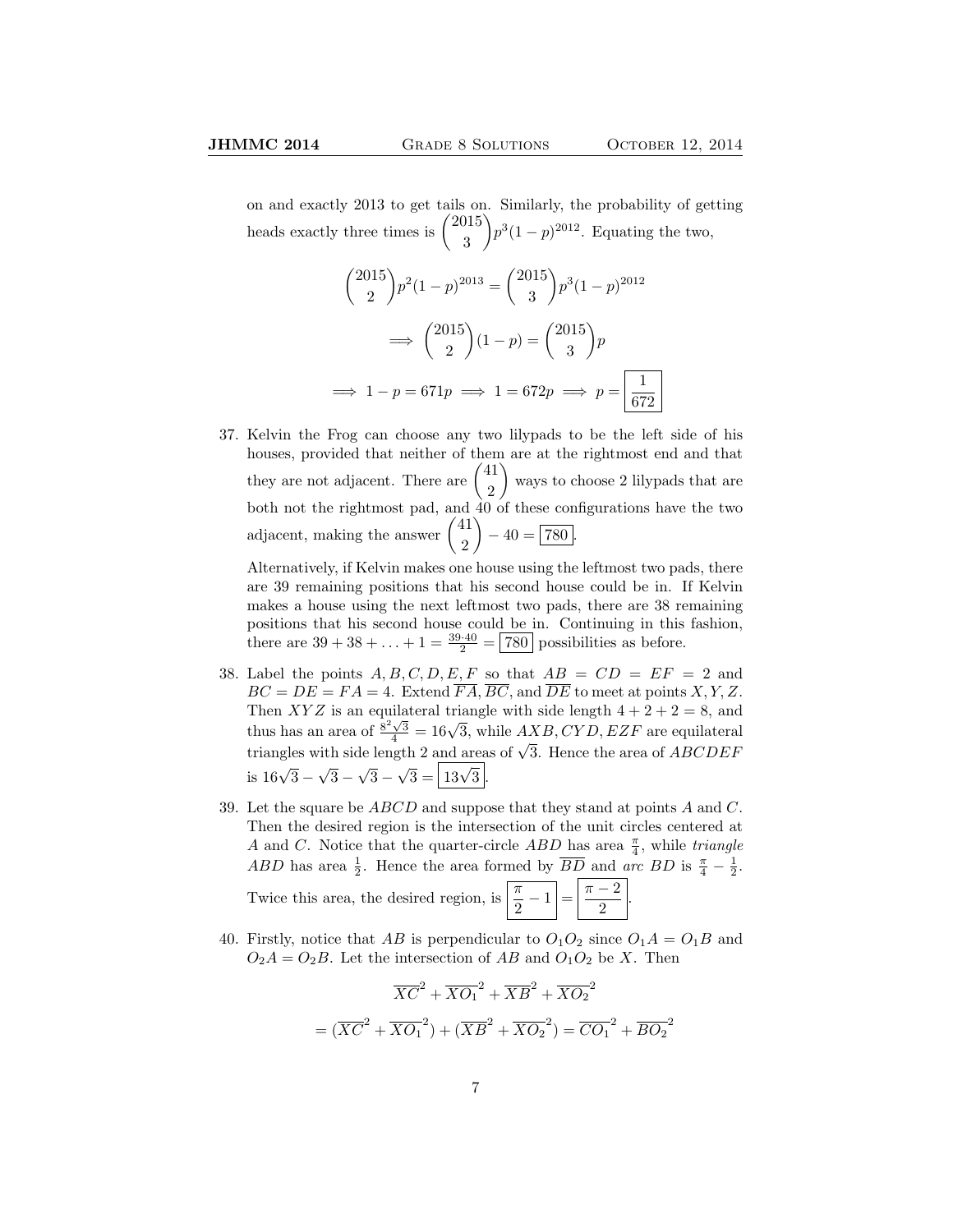on and exactly 2013 to get tails on. Similarly, the probability of getting heads exactly three times is $\binom{2015}{3}p^3(1-p)^{2012}$. Equating the two,

$$\binom{2015}{2}p^2(1-p)^{2013} = \binom{2015}{3}p^3(1-p)^{2012}$$

$$\implies \binom{2015}{2}(1-p) = \binom{2015}{3}p$$

$$\implies 1 - p = 671p \implies 1 = 672p \implies p = \boxed{\frac{1}{672}}$$

37. Kelvin the Frog can choose any two lilypads to be the left side of his houses, provided that neither of them are at the rightmost end and that they are not adjacent. There are $\binom{41}{2}$ ways to choose 2 lilypads that are both not the rightmost pad, and 40 of these configurations have the two adjacent, making the answer $\binom{41}{2} - 40 = \boxed{780}$.

   Alternatively, if Kelvin makes one house using the leftmost two pads, there are 39 remaining positions that his second house could be in. If Kelvin makes a house using the next leftmost two pads, there are 38 remaining positions that his second house could be in. Continuing in this fashion, there are $39 + 38 + \ldots + 1 = \frac{39 \cdot 40}{2} = \boxed{780}$ possibilities as before.

38. Label the points $A, B, C, D, E, F$ so that $AB = CD = EF = 2$ and $BC = DE = FA = 4$. Extend $\overline{FA}$, $\overline{BC}$, and $\overline{DE}$ to meet at points $X, Y, Z$. Then $XYZ$ is an equilateral triangle with side length $4 + 2 + 2 = 8$, and thus has an area of $\frac{8^2\sqrt{3}}{4} = 16\sqrt{3}$, while $AXB, CYD, EZF$ are equilateral triangles with side length 2 and areas of $\sqrt{3}$. Hence the area of $ABCDEF$ is $16\sqrt{3} - \sqrt{3} - \sqrt{3} - \sqrt{3} = \boxed{13\sqrt{3}}$.

39. Let the square be $ABCD$ and suppose that they stand at points $A$ and $C$. Then the desired region is the intersection of the unit circles centered at $A$ and $C$. Notice that the quarter-circle $ABD$ has area $\frac{\pi}{4}$, while *triangle* $ABD$ has area $\frac{1}{2}$. Hence the area formed by $\overline{BD}$ and *arc* $BD$ is $\frac{\pi}{4} - \frac{1}{2}$. Twice this area, the desired region, is $\boxed{\frac{\pi}{2} - 1} = \boxed{\frac{\pi - 2}{2}}$.

40. Firstly, notice that $AB$ is perpendicular to $O_1O_2$ since $O_1A = O_1B$ and $O_2A = O_2B$. Let the intersection of $AB$ and $O_1O_2$ be $X$. Then

$$\overline{XC}^2 + \overline{XO_1}^2 + \overline{XB}^2 + \overline{XO_2}^2$$

$$= (\overline{XC}^2 + \overline{XO_1}^2) + (\overline{XB}^2 + \overline{XO_2}^2) = \overline{CO_1}^2 + \overline{BO_2}^2$$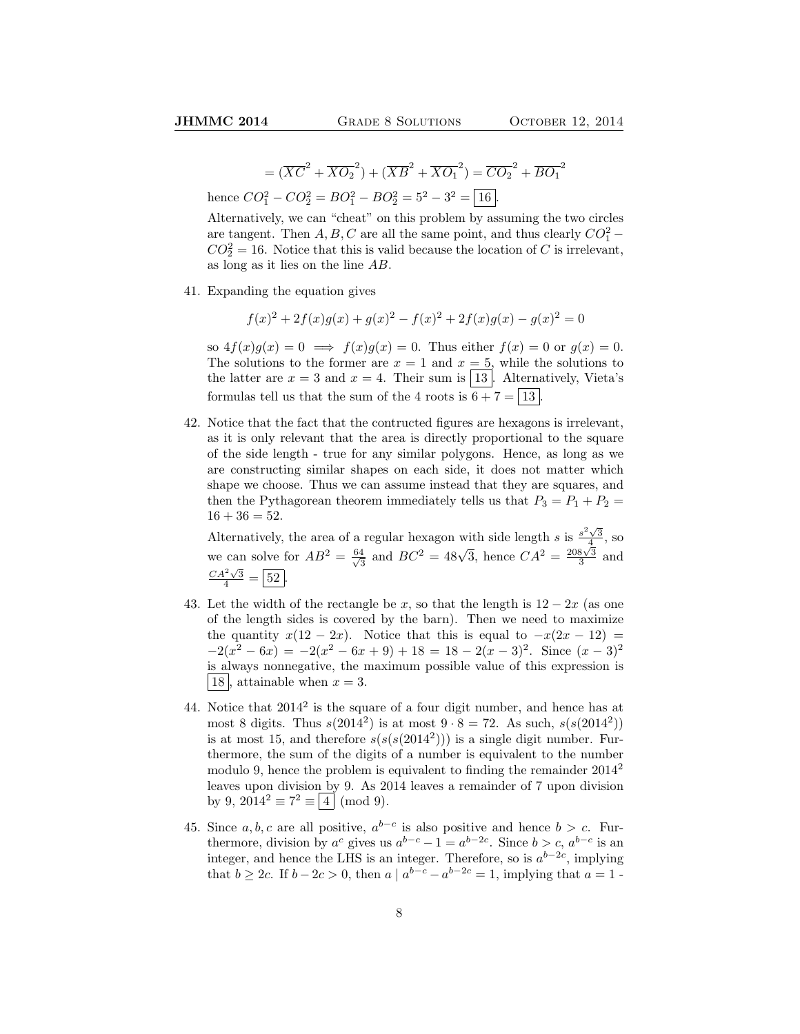$$= (\overline{XC}^2 + \overline{XO_2}^2) + (\overline{XB}^2 + \overline{XO_1}^2) = \overline{CO_2}^2 + \overline{BO_1}^2$$

hence $CO_1^2 - CO_2^2 = BO_1^2 - BO_2^2 = 5^2 - 3^2 = \boxed{16}$.

Alternatively, we can "cheat" on this problem by assuming the two circles are tangent. Then $A, B, C$ are all the same point, and thus clearly $CO_1^2 - CO_2^2 = 16$. Notice that this is valid because the location of $C$ is irrelevant, as long as it lies on the line $AB$.

41. Expanding the equation gives

$$f(x)^2 + 2f(x)g(x) + g(x)^2 - f(x)^2 + 2f(x)g(x) - g(x)^2 = 0$$

so $4f(x)g(x) = 0 \implies f(x)g(x) = 0$. Thus either $f(x) = 0$ or $g(x) = 0$. The solutions to the former are $x = 1$ and $x = 5$, while the solutions to the latter are $x = 3$ and $x = 4$. Their sum is $\boxed{13}$. Alternatively, Vieta's formulas tell us that the sum of the 4 roots is $6 + 7 = \boxed{13}$.

42. Notice that the fact that the contructed figures are hexagons is irrelevant, as it is only relevant that the area is directly proportional to the square of the side length - true for any similar polygons. Hence, as long as we are constructing similar shapes on each side, it does not matter which shape we choose. Thus we can assume instead that they are squares, and then the Pythagorean theorem immediately tells us that $P_3 = P_1 + P_2 = 16 + 36 = 52$.

Alternatively, the area of a regular hexagon with side length $s$ is $\frac{s^2\sqrt{3}}{4}$, so we can solve for $AB^2 = \frac{64}{\sqrt{3}}$ and $BC^2 = 48\sqrt{3}$, hence $CA^2 = \frac{208\sqrt{3}}{3}$ and $\frac{CA^2\sqrt{3}}{4} = \boxed{52}$.

43. Let the width of the rectangle be $x$, so that the length is $12 - 2x$ (as one of the length sides is covered by the barn). Then we need to maximize the quantity $x(12 - 2x)$. Notice that this is equal to $-x(2x - 12) = -2(x^2 - 6x) = -2(x^2 - 6x + 9) + 18 = 18 - 2(x - 3)^2$. Since $(x - 3)^2$ is always nonnegative, the maximum possible value of this expression is $\boxed{18}$, attainable when $x = 3$.

44. Notice that $2014^2$ is the square of a four digit number, and hence has at most 8 digits. Thus $s(2014^2)$ is at most $9 \cdot 8 = 72$. As such, $s(s(2014^2))$ is at most 15, and therefore $s(s(s(2014^2)))$ is a single digit number. Furthermore, the sum of the digits of a number is equivalent to the number modulo 9, hence the problem is equivalent to finding the remainder $2014^2$ leaves upon division by 9. As 2014 leaves a remainder of 7 upon division by 9, $2014^2 \equiv 7^2 \equiv \boxed{4} \pmod{9}$.

45. Since $a, b, c$ are all positive, $a^{b-c}$ is also positive and hence $b > c$. Furthermore, division by $a^c$ gives us $a^{b-c} - 1 = a^{b-2c}$. Since $b > c$, $a^{b-c}$ is an integer, and hence the LHS is an integer. Therefore, so is $a^{b-2c}$, implying that $b \geq 2c$. If $b - 2c > 0$, then $a \mid a^{b-c} - a^{b-2c} = 1$, implying that $a = 1$ -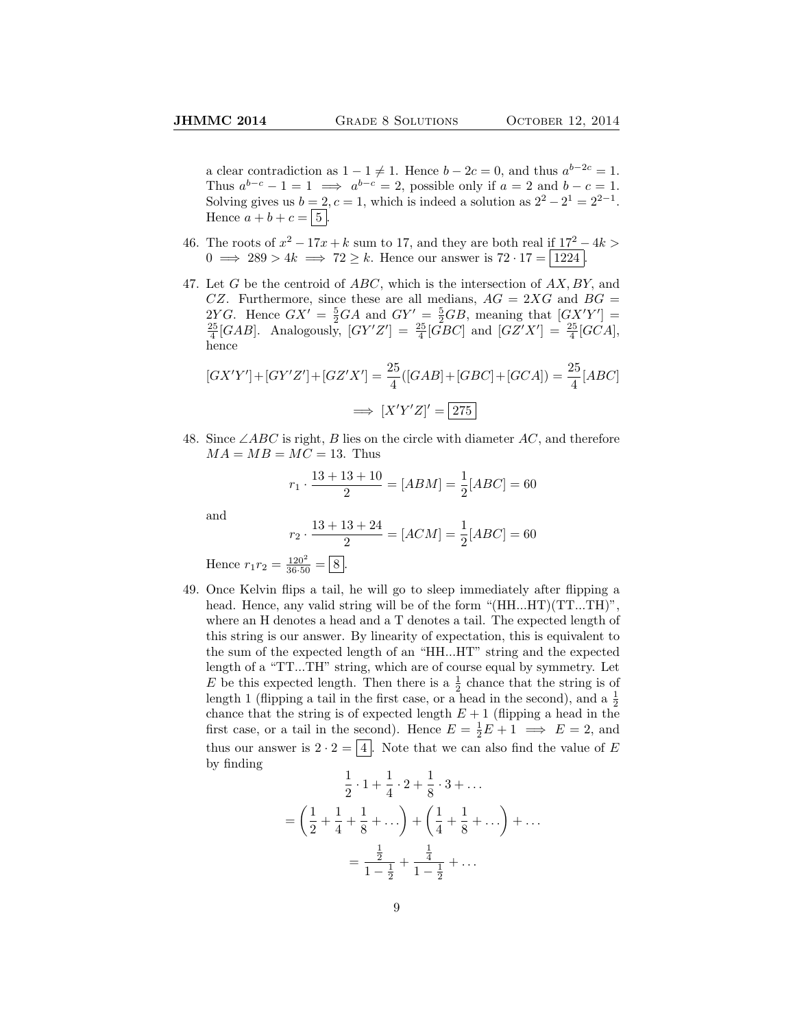a clear contradiction as $1 - 1 \neq 1$. Hence $b - 2c = 0$, and thus $a^{b-2c} = 1$. Thus $a^{b-c} - 1 = 1 \implies a^{b-c} = 2$, possible only if $a = 2$ and $b - c = 1$. Solving gives us $b = 2, c = 1$, which is indeed a solution as $2^2 - 2^1 = 2^{2-1}$. Hence $a + b + c = \boxed{5}$.

46. The roots of $x^2 - 17x + k$ sum to 17, and they are both real if $17^2 - 4k > 0 \implies 289 > 4k \implies 72 \geq k$. Hence our answer is $72 \cdot 17 = \boxed{1224}$.

47. Let $G$ be the centroid of $ABC$, which is the intersection of $AX, BY$, and $CZ$. Furthermore, since these are all medians, $AG = 2XG$ and $BG = 2YG$. Hence $GX' = \frac{5}{2}GA$ and $GY' = \frac{5}{2}GB$, meaning that $[GX'Y'] = \frac{25}{4}[GAB]$. Analogously, $[GY'Z'] = \frac{25}{4}[GBC]$ and $[GZ'X'] = \frac{25}{4}[GCA]$, hence

$$[GX'Y'] + [GY'Z'] + [GZ'X'] = \frac{25}{4}([GAB] + [GBC] + [GCA]) = \frac{25}{4}[ABC]$$

$$\implies [X'Y'Z]' = \boxed{275}$$

48. Since $\angle ABC$ is right, $B$ lies on the circle with diameter $AC$, and therefore $MA = MB = MC = 13$. Thus

$$r_1 \cdot \frac{13 + 13 + 10}{2} = [ABM] = \frac{1}{2}[ABC] = 60$$

and

$$r_2 \cdot \frac{13 + 13 + 24}{2} = [ACM] = \frac{1}{2}[ABC] = 60$$

Hence $r_1 r_2 = \frac{120^2}{36 \cdot 50} = \boxed{8}$.

49. Once Kelvin flips a tail, he will go to sleep immediately after flipping a head. Hence, any valid string will be of the form "(HH...HT)(TT...TH)", where an H denotes a head and a T denotes a tail. The expected length of this string is our answer. By linearity of expectation, this is equivalent to the sum of the expected length of an "HH...HT" string and the expected length of a "TT...TH" string, which are of course equal by symmetry. Let $E$ be this expected length. Then there is a $\frac{1}{2}$ chance that the string is of length 1 (flipping a tail in the first case, or a head in the second), and a $\frac{1}{2}$ chance that the string is of expected length $E + 1$ (flipping a head in the first case, or a tail in the second). Hence $E = \frac{1}{2}E + 1 \implies E = 2$, and thus our answer is $2 \cdot 2 = \boxed{4}$. Note that we can also find the value of $E$ by finding

$$\frac{1}{2} \cdot 1 + \frac{1}{4} \cdot 2 + \frac{1}{8} \cdot 3 + \ldots$$

$$= \left(\frac{1}{2} + \frac{1}{4} + \frac{1}{8} + \ldots\right) + \left(\frac{1}{4} + \frac{1}{8} + \ldots\right) + \ldots$$

$$= \frac{\frac{1}{2}}{1 - \frac{1}{2}} + \frac{\frac{1}{4}}{1 - \frac{1}{2}} + \ldots$$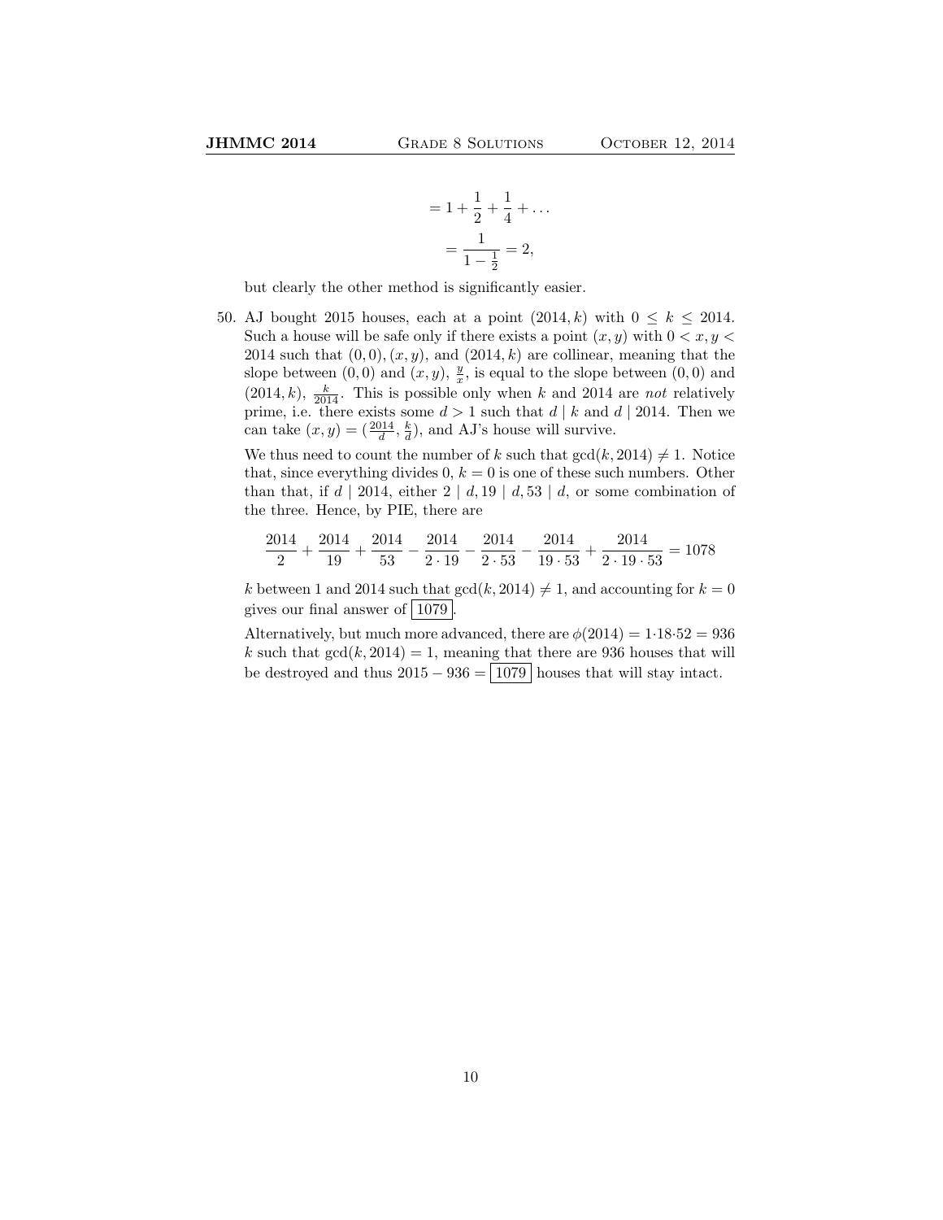$$= 1 + \frac{1}{2} + \frac{1}{4} + \dots$$
$$= \frac{1}{1 - \frac{1}{2}} = 2,$$

but clearly the other method is significantly easier.

50. AJ bought 2015 houses, each at a point $(2014, k)$ with $0 \le k \le 2014$. Such a house will be safe only if there exists a point $(x, y)$ with $0 < x, y < 2014$ such that $(0,0), (x, y)$, and $(2014, k)$ are collinear, meaning that the slope between $(0,0)$ and $(x, y)$, $\frac{y}{x}$, is equal to the slope between $(0,0)$ and $(2014, k)$, $\frac{k}{2014}$. This is possible only when $k$ and 2014 are *not* relatively prime, i.e. there exists some $d > 1$ such that $d \mid k$ and $d \mid 2014$. Then we can take $(x, y) = (\frac{2014}{d}, \frac{k}{d})$, and AJ's house will survive.

    We thus need to count the number of $k$ such that $\gcd(k, 2014) \neq 1$. Notice that, since everything divides 0, $k = 0$ is one of these such numbers. Other than that, if $d \mid 2014$, either $2 \mid d, 19 \mid d, 53 \mid d$, or some combination of the three. Hence, by PIE, there are

    $$\frac{2014}{2} + \frac{2014}{19} + \frac{2014}{53} - \frac{2014}{2 \cdot 19} - \frac{2014}{2 \cdot 53} - \frac{2014}{19 \cdot 53} + \frac{2014}{2 \cdot 19 \cdot 53} = 1078$$

    $k$ between 1 and 2014 such that $\gcd(k, 2014) \neq 1$, and accounting for $k = 0$ gives our final answer of $\boxed{1079}$.

    Alternatively, but much more advanced, there are $\phi(2014) = 1 \cdot 18 \cdot 52 = 936$ $k$ such that $\gcd(k, 2014) = 1$, meaning that there are 936 houses that will be destroyed and thus $2015 - 936 = \boxed{1079}$ houses that will stay intact.